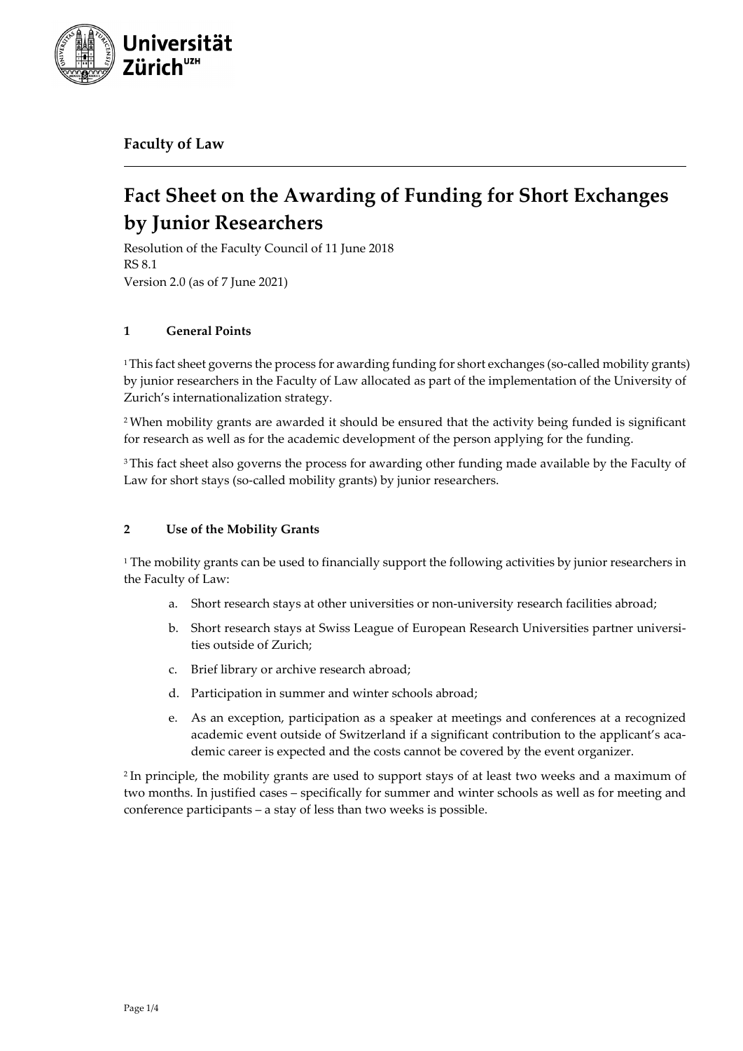**Faculty of Law**

# Fact Sheet on the Awarding of Funding for Short Exchanges by Junior Researchers

Resolution of the Faculty Council of 11 June 2018
RS 8.1
Version 2.0 (as of 7 June 2021)

## 1 General Points

[1] This fact sheet governs the process for awarding funding for short exchanges (so-called mobility grants) by junior researchers in the Faculty of Law allocated as part of the implementation of the University of Zurich's internationalization strategy.

[2] When mobility grants are awarded it should be ensured that the activity being funded is significant for research as well as for the academic development of the person applying for the funding.

[3] This fact sheet also governs the process for awarding other funding made available by the Faculty of Law for short stays (so-called mobility grants) by junior researchers.

## 2 Use of the Mobility Grants

[1] The mobility grants can be used to financially support the following activities by junior researchers in the Faculty of Law:

a. Short research stays at other universities or non-university research facilities abroad;

b. Short research stays at Swiss League of European Research Universities partner universities outside of Zurich;

c. Brief library or archive research abroad;

d. Participation in summer and winter schools abroad;

e. As an exception, participation as a speaker at meetings and conferences at a recognized academic event outside of Switzerland if a significant contribution to the applicant's academic career is expected and the costs cannot be covered by the event organizer.

[2] In principle, the mobility grants are used to support stays of at least two weeks and a maximum of two months. In justified cases – specifically for summer and winter schools as well as for meeting and conference participants – a stay of less than two weeks is possible.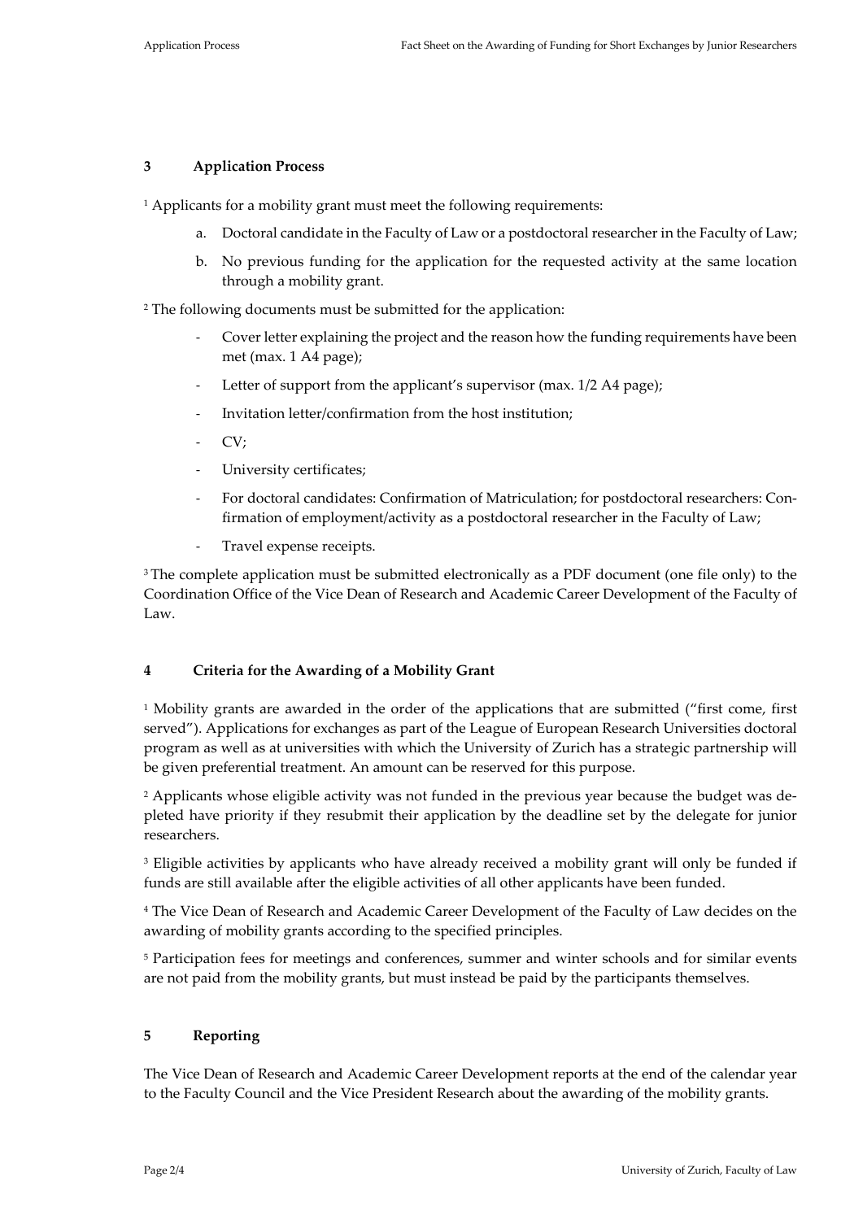## 3 Application Process

[1] Applicants for a mobility grant must meet the following requirements:

a. Doctoral candidate in the Faculty of Law or a postdoctoral researcher in the Faculty of Law;

b. No previous funding for the application for the requested activity at the same location through a mobility grant.

[2] The following documents must be submitted for the application:

- Cover letter explaining the project and the reason how the funding requirements have been met (max. 1 A4 page);
- Letter of support from the applicant's supervisor (max. 1/2 A4 page);
- Invitation letter/confirmation from the host institution;
- CV;
- University certificates;
- For doctoral candidates: Confirmation of Matriculation; for postdoctoral researchers: Confirmation of employment/activity as a postdoctoral researcher in the Faculty of Law;
- Travel expense receipts.

[3] The complete application must be submitted electronically as a PDF document (one file only) to the Coordination Office of the Vice Dean of Research and Academic Career Development of the Faculty of Law.

## 4 Criteria for the Awarding of a Mobility Grant

[1] Mobility grants are awarded in the order of the applications that are submitted ("first come, first served"). Applications for exchanges as part of the League of European Research Universities doctoral program as well as at universities with which the University of Zurich has a strategic partnership will be given preferential treatment. An amount can be reserved for this purpose.

[2] Applicants whose eligible activity was not funded in the previous year because the budget was depleted have priority if they resubmit their application by the deadline set by the delegate for junior researchers.

[3] Eligible activities by applicants who have already received a mobility grant will only be funded if funds are still available after the eligible activities of all other applicants have been funded.

[4] The Vice Dean of Research and Academic Career Development of the Faculty of Law decides on the awarding of mobility grants according to the specified principles.

[5] Participation fees for meetings and conferences, summer and winter schools and for similar events are not paid from the mobility grants, but must instead be paid by the participants themselves.

## 5 Reporting

The Vice Dean of Research and Academic Career Development reports at the end of the calendar year to the Faculty Council and the Vice President Research about the awarding of the mobility grants.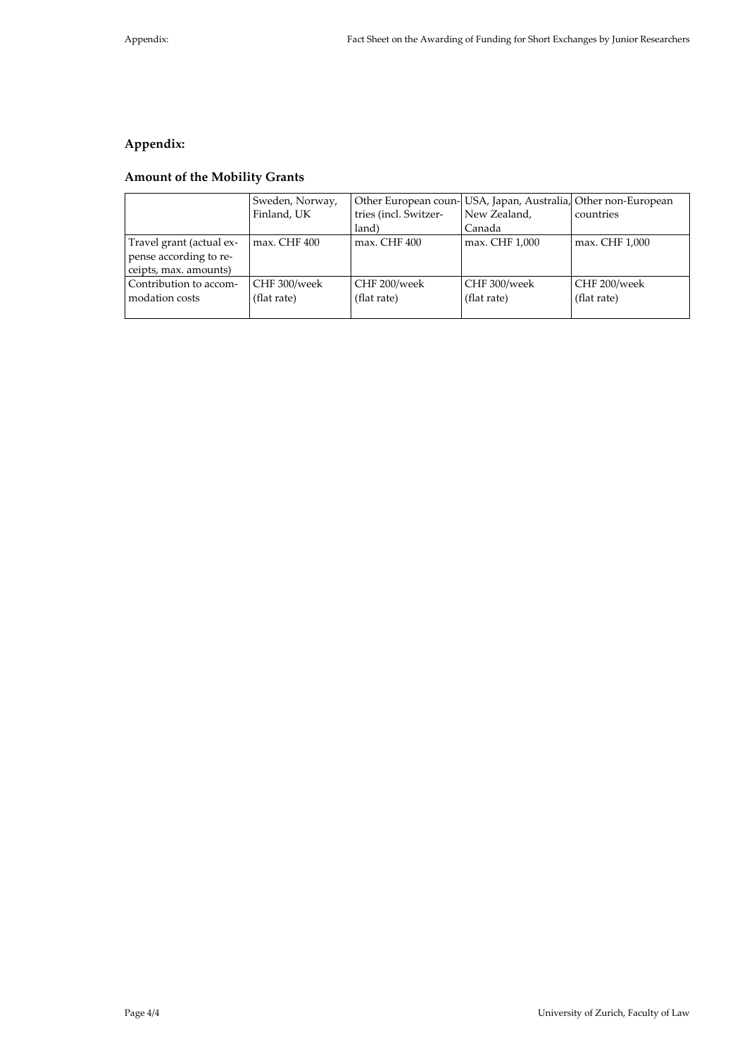## Appendix:

### Amount of the Mobility Grants

| | Sweden, Norway, Finland, UK | Other European countries (incl. Switzerland) | USA, Japan, Australia, New Zealand, Canada | Other non-European countries |
|---|---|---|---|---|
| Travel grant (actual expense according to receipts, max. amounts) | max. CHF 400 | max. CHF 400 | max. CHF 1,000 | max. CHF 1,000 |
| Contribution to accommodation costs | CHF 300/week (flat rate) | CHF 200/week (flat rate) | CHF 300/week (flat rate) | CHF 200/week (flat rate) |